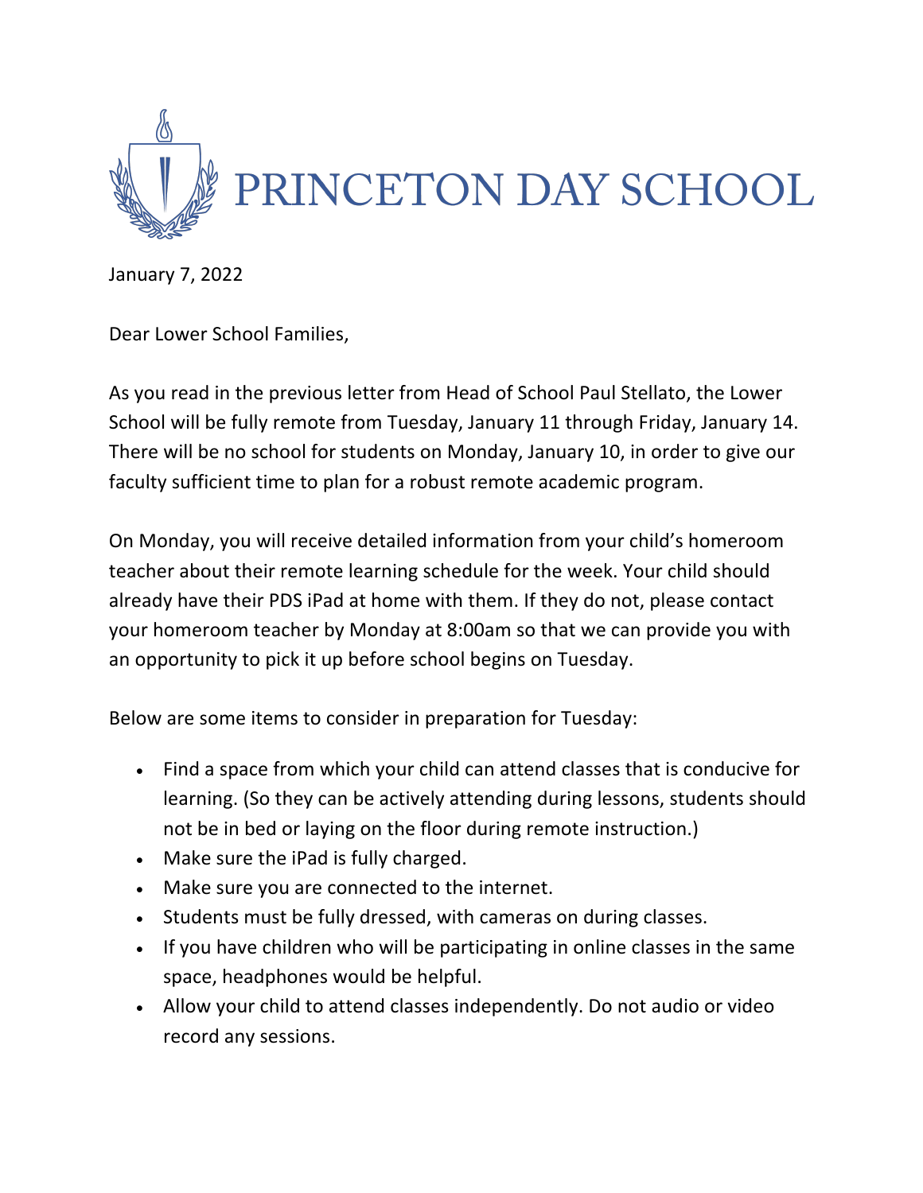# PRINCETON DAY SCHOOL

January 7, 2022

Dear Lower School Families,

As you read in the previous letter from Head of School Paul Stellato, the Lower School will be fully remote from Tuesday, January 11 through Friday, January 14. There will be no school for students on Monday, January 10, in order to give our faculty sufficient time to plan for a robust remote academic program.

On Monday, you will receive detailed information from your child's homeroom teacher about their remote learning schedule for the week. Your child should already have their PDS iPad at home with them. If they do not, please contact your homeroom teacher by Monday at 8:00am so that we can provide you with an opportunity to pick it up before school begins on Tuesday.

Below are some items to consider in preparation for Tuesday:

- Find a space from which your child can attend classes that is conducive for learning. (So they can be actively attending during lessons, students should not be in bed or laying on the floor during remote instruction.)
- Make sure the iPad is fully charged.
- Make sure you are connected to the internet.
- Students must be fully dressed, with cameras on during classes.
- If you have children who will be participating in online classes in the same space, headphones would be helpful.
- Allow your child to attend classes independently. Do not audio or video record any sessions.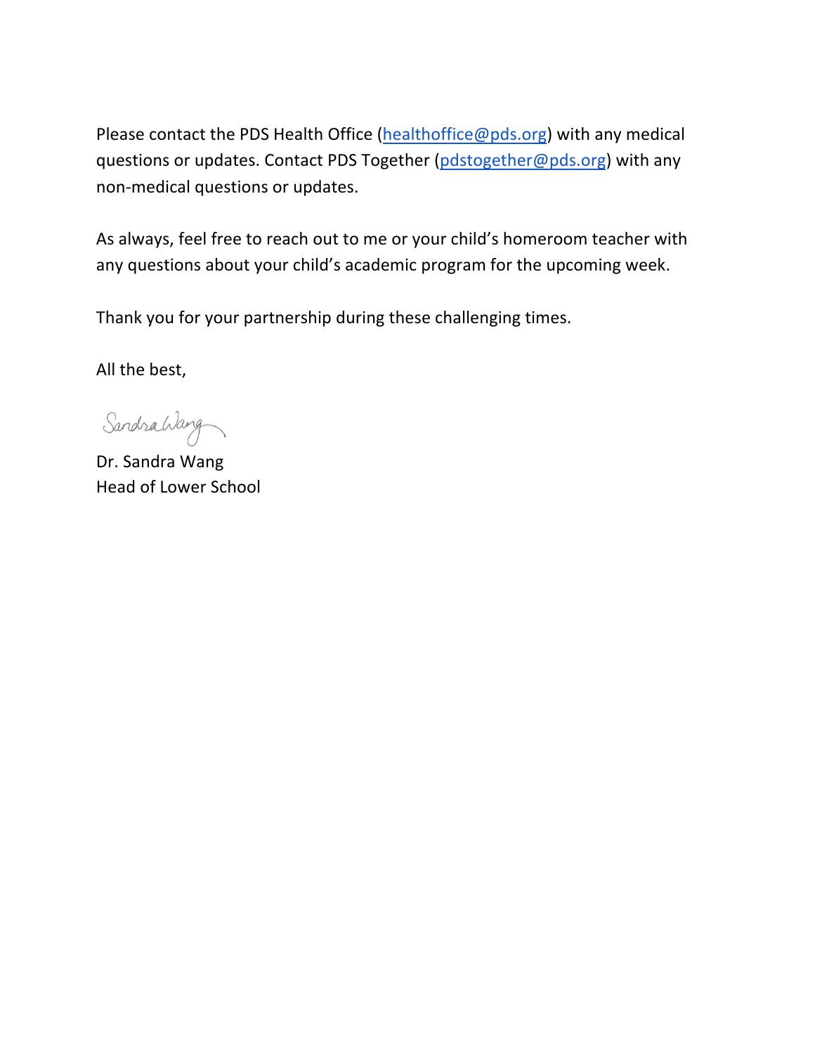Please contact the PDS Health Office (healthoffice@pds.org) with any medical questions or updates. Contact PDS Together (pdstogether@pds.org) with any non-medical questions or updates.

As always, feel free to reach out to me or your child's homeroom teacher with any questions about your child's academic program for the upcoming week.

Thank you for your partnership during these challenging times.

All the best,

Sandra Wang

Dr. Sandra Wang
Head of Lower School